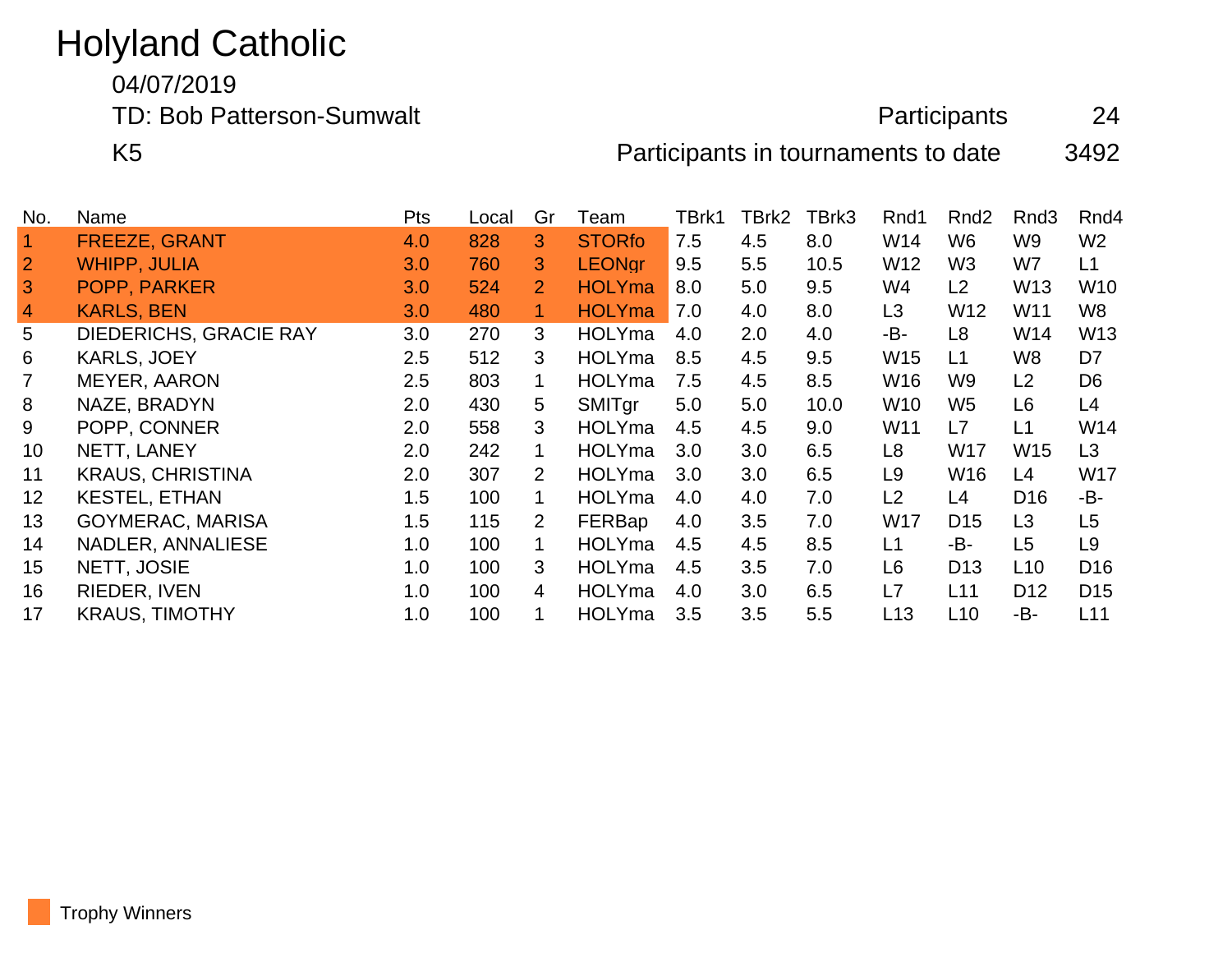# Holyland Catholic

04/07/2019

TD: Bob Patterson-Sumwalt

K5

Participants 24

Participants in tournaments to date 3492

| No. | Name | Pts | Local | Gr | Team | TBrk1 | TBrk2 | TBrk3 | Rnd1 | Rnd2 | Rnd3 | Rnd4 |
|---|---|---|---|---|---|---|---|---|---|---|---|---|
| 1 | FREEZE, GRANT | 4.0 | 828 | 3 | STORfo | 7.5 | 4.5 | 8.0 | W14 | W6 | W9 | W2 |
| 2 | WHIPP, JULIA | 3.0 | 760 | 3 | LEONgr | 9.5 | 5.5 | 10.5 | W12 | W3 | W7 | L1 |
| 3 | POPP, PARKER | 3.0 | 524 | 2 | HOLYma | 8.0 | 5.0 | 9.5 | W4 | L2 | W13 | W10 |
| 4 | KARLS, BEN | 3.0 | 480 | 1 | HOLYma | 7.0 | 4.0 | 8.0 | L3 | W12 | W11 | W8 |
| 5 | DIEDERICHS, GRACIE RAY | 3.0 | 270 | 3 | HOLYma | 4.0 | 2.0 | 4.0 | -B- | L8 | W14 | W13 |
| 6 | KARLS, JOEY | 2.5 | 512 | 3 | HOLYma | 8.5 | 4.5 | 9.5 | W15 | L1 | W8 | D7 |
| 7 | MEYER, AARON | 2.5 | 803 | 1 | HOLYma | 7.5 | 4.5 | 8.5 | W16 | W9 | L2 | D6 |
| 8 | NAZE, BRADYN | 2.0 | 430 | 5 | SMITgr | 5.0 | 5.0 | 10.0 | W10 | W5 | L6 | L4 |
| 9 | POPP, CONNER | 2.0 | 558 | 3 | HOLYma | 4.5 | 4.5 | 9.0 | W11 | L7 | L1 | W14 |
| 10 | NETT, LANEY | 2.0 | 242 | 1 | HOLYma | 3.0 | 3.0 | 6.5 | L8 | W17 | W15 | L3 |
| 11 | KRAUS, CHRISTINA | 2.0 | 307 | 2 | HOLYma | 3.0 | 3.0 | 6.5 | L9 | W16 | L4 | W17 |
| 12 | KESTEL, ETHAN | 1.5 | 100 | 1 | HOLYma | 4.0 | 4.0 | 7.0 | L2 | L4 | D16 | -B- |
| 13 | GOYMERAC, MARISA | 1.5 | 115 | 2 | FERBap | 4.0 | 3.5 | 7.0 | W17 | D15 | L3 | L5 |
| 14 | NADLER, ANNALIESE | 1.0 | 100 | 1 | HOLYma | 4.5 | 4.5 | 8.5 | L1 | -B- | L5 | L9 |
| 15 | NETT, JOSIE | 1.0 | 100 | 3 | HOLYma | 4.5 | 3.5 | 7.0 | L6 | D13 | L10 | D16 |
| 16 | RIEDER, IVEN | 1.0 | 100 | 4 | HOLYma | 4.0 | 3.0 | 6.5 | L7 | L11 | D12 | D15 |
| 17 | KRAUS, TIMOTHY | 1.0 | 100 | 1 | HOLYma | 3.5 | 3.5 | 5.5 | L13 | L10 | -B- | L11 |

Trophy Winners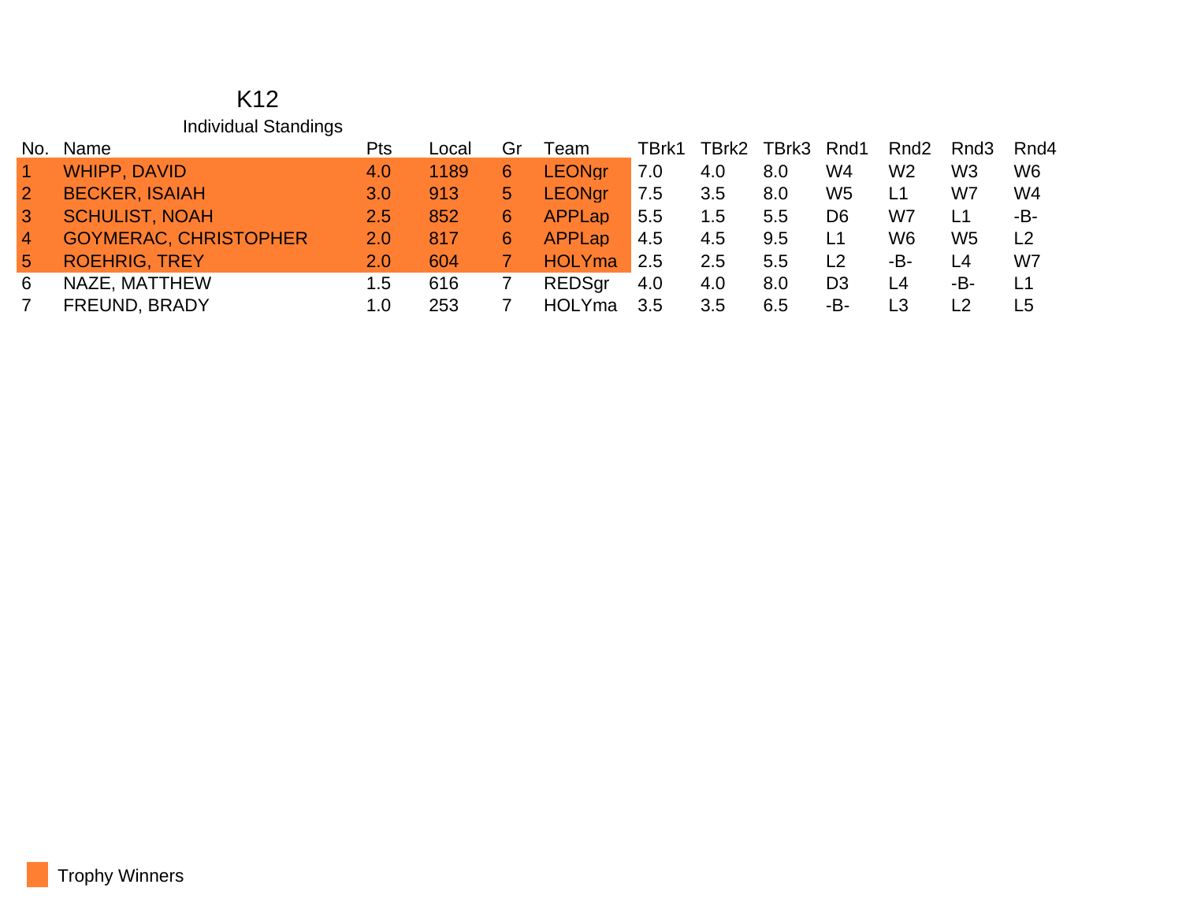# K12

## Individual Standings

| No. | Name | Pts | Local | Gr | Team | TBrk1 | TBrk2 | TBrk3 | Rnd1 | Rnd2 | Rnd3 | Rnd4 |
|---|---|---|---|---|---|---|---|---|---|---|---|---|
| 1 | WHIPP, DAVID | 4.0 | 1189 | 6 | LEONgr | 7.0 | 4.0 | 8.0 | W4 | W2 | W3 | W6 |
| 2 | BECKER, ISAIAH | 3.0 | 913 | 5 | LEONgr | 7.5 | 3.5 | 8.0 | W5 | L1 | W7 | W4 |
| 3 | SCHULIST, NOAH | 2.5 | 852 | 6 | APPLap | 5.5 | 1.5 | 5.5 | D6 | W7 | L1 | -B- |
| 4 | GOYMERAC, CHRISTOPHER | 2.0 | 817 | 6 | APPLap | 4.5 | 4.5 | 9.5 | L1 | W6 | W5 | L2 |
| 5 | ROEHRIG, TREY | 2.0 | 604 | 7 | HOLYma | 2.5 | 2.5 | 5.5 | L2 | -B- | L4 | W7 |
| 6 | NAZE, MATTHEW | 1.5 | 616 | 7 | REDSgr | 4.0 | 4.0 | 8.0 | D3 | L4 | -B- | L1 |
| 7 | FREUND, BRADY | 1.0 | 253 | 7 | HOLYma | 3.5 | 3.5 | 6.5 | -B- | L3 | L2 | L5 |

Trophy Winners (rows 1–5 highlighted)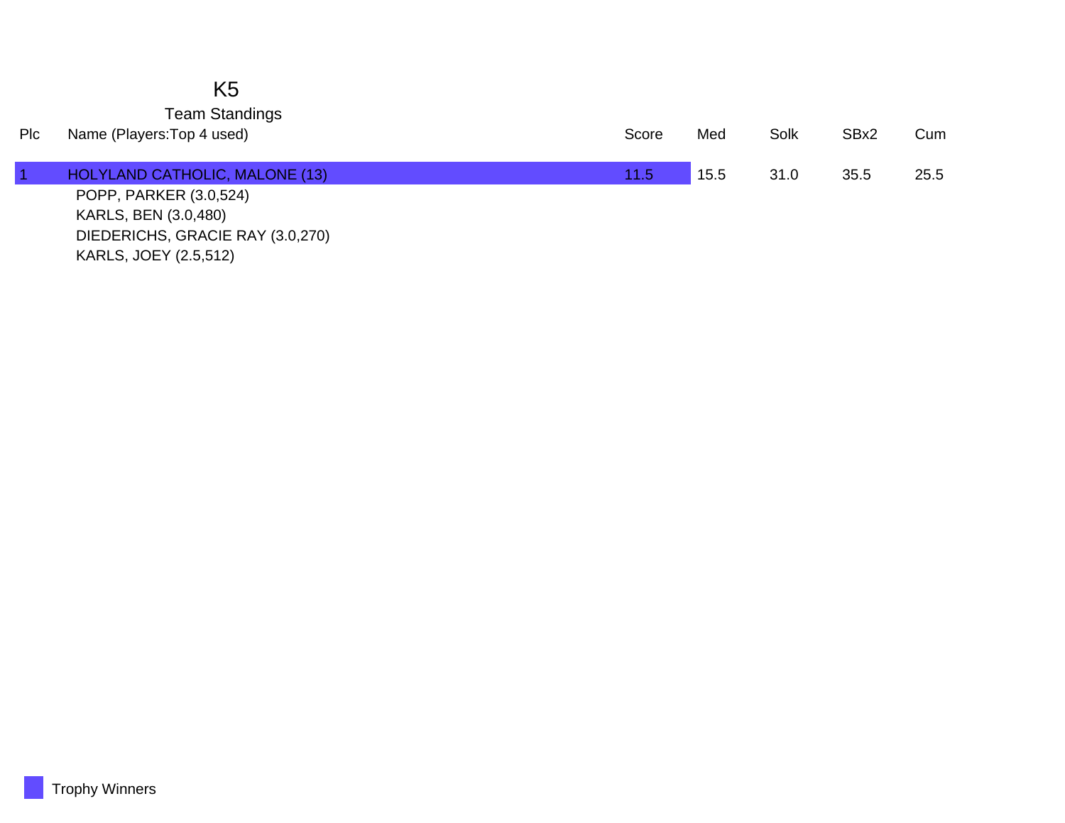# K5

## Team Standings

| Plc | Name (Players:Top 4 used) | Score | Med | Solk | SBx2 | Cum |
|---|---|---|---|---|---|---|
| 1 | HOLYLAND CATHOLIC, MALONE (13) | 11.5 | 15.5 | 31.0 | 35.5 | 25.5 |
| | POPP, PARKER (3.0,524) | | | | | |
| | KARLS, BEN (3.0,480) | | | | | |
| | DIEDERICHS, GRACIE RAY (3.0,270) | | | | | |
| | KARLS, JOEY (2.5,512) | | | | | |

Trophy Winners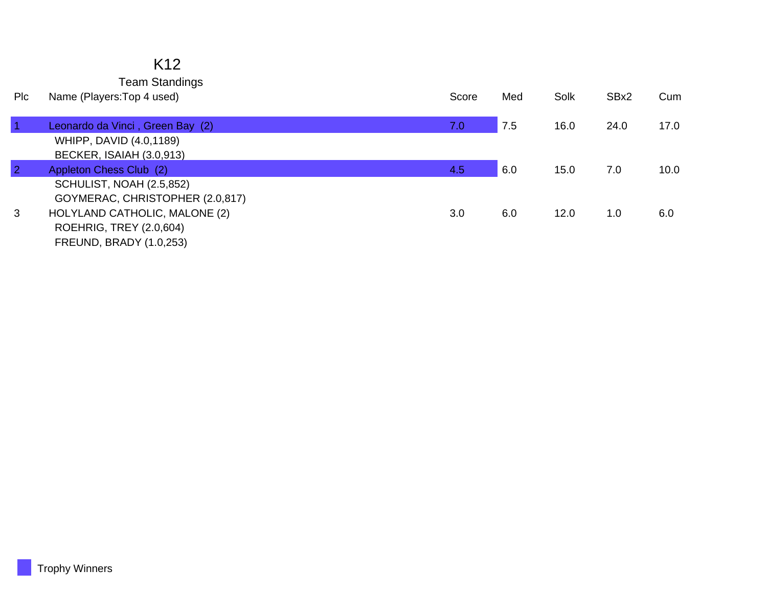# K12

## Team Standings

| Plc | Name (Players:Top 4 used) | Score | Med | Solk | SBx2 | Cum |
|---|---|---|---|---|---|---|
| 1 | Leonardo da Vinci , Green Bay (2) | 7.0 | 7.5 | 16.0 | 24.0 | 17.0 |
| | WHIPP, DAVID (4.0,1189) | | | | | |
| | BECKER, ISAIAH (3.0,913) | | | | | |
| 2 | Appleton Chess Club (2) | 4.5 | 6.0 | 15.0 | 7.0 | 10.0 |
| | SCHULIST, NOAH (2.5,852) | | | | | |
| | GOYMERAC, CHRISTOPHER (2.0,817) | | | | | |
| 3 | HOLYLAND CATHOLIC, MALONE (2) | 3.0 | 6.0 | 12.0 | 1.0 | 6.0 |
| | ROEHRIG, TREY (2.0,604) | | | | | |
| | FREUND, BRADY (1.0,253) | | | | | |

Trophy Winners